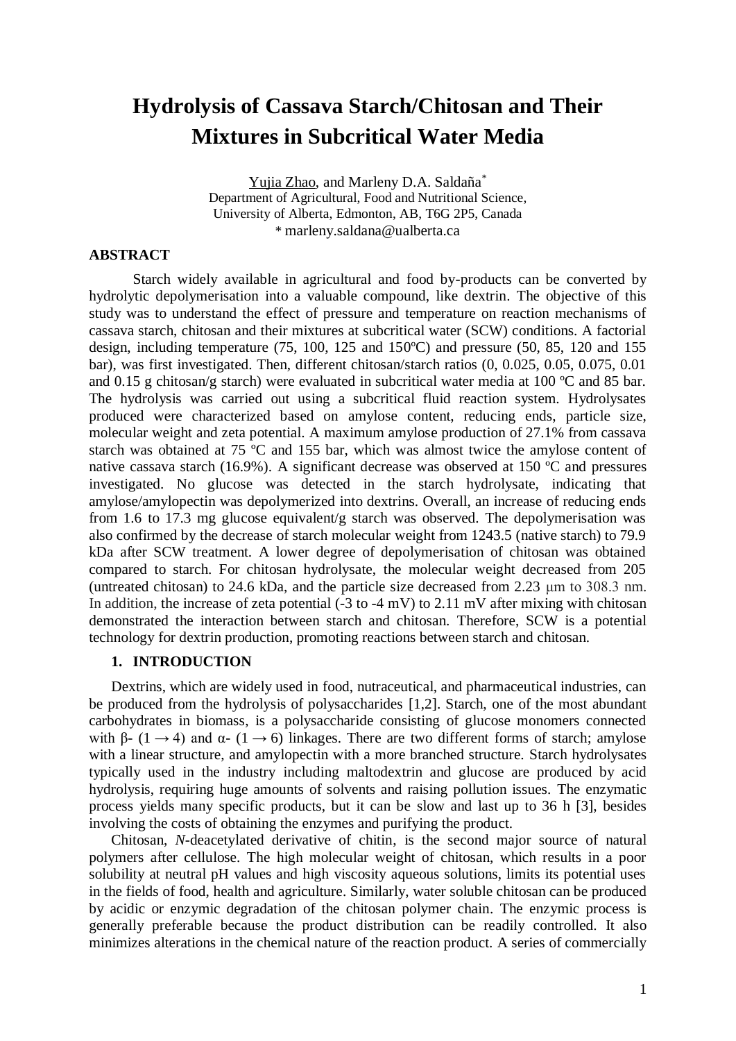# Hydrolysis of Cassava Starch/Chitosan and Their Mixtures in Subcritical Water Media

Yujia Zhao, and Marleny D.A. Saldaña*

Department of Agricultural, Food and Nutritional Science,
University of Alberta, Edmonton, AB, T6G 2P5, Canada
* marleny.saldana@ualberta.ca

## ABSTRACT

Starch widely available in agricultural and food by-products can be converted by hydrolytic depolymerisation into a valuable compound, like dextrin. The objective of this study was to understand the effect of pressure and temperature on reaction mechanisms of cassava starch, chitosan and their mixtures at subcritical water (SCW) conditions. A factorial design, including temperature (75, 100, 125 and 150ºC) and pressure (50, 85, 120 and 155 bar), was first investigated. Then, different chitosan/starch ratios (0, 0.025, 0.05, 0.075, 0.01 and 0.15 g chitosan/g starch) were evaluated in subcritical water media at 100 ºC and 85 bar. The hydrolysis was carried out using a subcritical fluid reaction system. Hydrolysates produced were characterized based on amylose content, reducing ends, particle size, molecular weight and zeta potential. A maximum amylose production of 27.1% from cassava starch was obtained at 75 ºC and 155 bar, which was almost twice the amylose content of native cassava starch (16.9%). A significant decrease was observed at 150 ºC and pressures investigated. No glucose was detected in the starch hydrolysate, indicating that amylose/amylopectin was depolymerized into dextrins. Overall, an increase of reducing ends from 1.6 to 17.3 mg glucose equivalent/g starch was observed. The depolymerisation was also confirmed by the decrease of starch molecular weight from 1243.5 (native starch) to 79.9 kDa after SCW treatment. A lower degree of depolymerisation of chitosan was obtained compared to starch. For chitosan hydrolysate, the molecular weight decreased from 205 (untreated chitosan) to 24.6 kDa, and the particle size decreased from 2.23 μm to 308.3 nm. In addition, the increase of zeta potential (-3 to -4 mV) to 2.11 mV after mixing with chitosan demonstrated the interaction between starch and chitosan. Therefore, SCW is a potential technology for dextrin production, promoting reactions between starch and chitosan.

## 1. INTRODUCTION

Dextrins, which are widely used in food, nutraceutical, and pharmaceutical industries, can be produced from the hydrolysis of polysaccharides [1,2]. Starch, one of the most abundant carbohydrates in biomass, is a polysaccharide consisting of glucose monomers connected with β- $(1 \rightarrow 4)$ and α- $(1 \rightarrow 6)$ linkages. There are two different forms of starch; amylose with a linear structure, and amylopectin with a more branched structure. Starch hydrolysates typically used in the industry including maltodextrin and glucose are produced by acid hydrolysis, requiring huge amounts of solvents and raising pollution issues. The enzymatic process yields many specific products, but it can be slow and last up to 36 h [3], besides involving the costs of obtaining the enzymes and purifying the product.

Chitosan, *N*-deacetylated derivative of chitin, is the second major source of natural polymers after cellulose. The high molecular weight of chitosan, which results in a poor solubility at neutral pH values and high viscosity aqueous solutions, limits its potential uses in the fields of food, health and agriculture. Similarly, water soluble chitosan can be produced by acidic or enzymic degradation of the chitosan polymer chain. The enzymic process is generally preferable because the product distribution can be readily controlled. It also minimizes alterations in the chemical nature of the reaction product. A series of commercially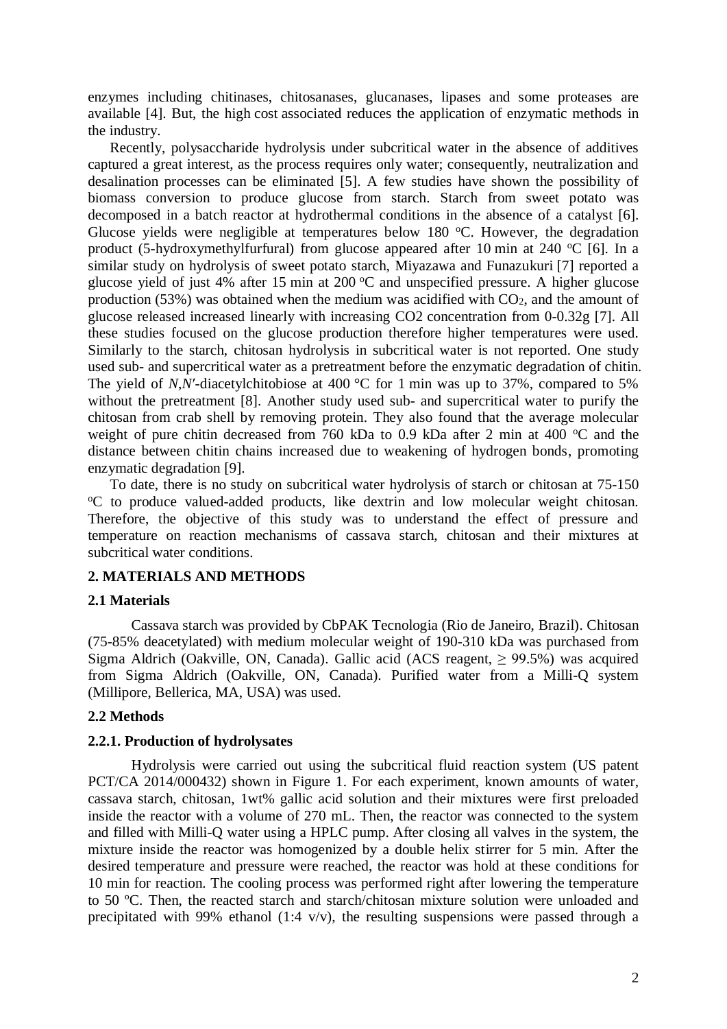enzymes including chitinases, chitosanases, glucanases, lipases and some proteases are available [4]. But, the high cost associated reduces the application of enzymatic methods in the industry.

Recently, polysaccharide hydrolysis under subcritical water in the absence of additives captured a great interest, as the process requires only water; consequently, neutralization and desalination processes can be eliminated [5]. A few studies have shown the possibility of biomass conversion to produce glucose from starch. Starch from sweet potato was decomposed in a batch reactor at hydrothermal conditions in the absence of a catalyst [6]. Glucose yields were negligible at temperatures below 180 $^oC$. However, the degradation product (5-hydroxymethylfurfural) from glucose appeared after 10 min at 240 $^oC$ [6]. In a similar study on hydrolysis of sweet potato starch, Miyazawa and Funazukuri [7] reported a glucose yield of just 4% after 15 min at 200 $^oC$ and unspecified pressure. A higher glucose production (53%) was obtained when the medium was acidified with $CO_2$, and the amount of glucose released increased linearly with increasing CO2 concentration from 0-0.32g [7]. All these studies focused on the glucose production therefore higher temperatures were used. Similarly to the starch, chitosan hydrolysis in subcritical water is not reported. One study used sub- and supercritical water as a pretreatment before the enzymatic degradation of chitin. The yield of *N*,*N′*-diacetylchitobiose at 400 °C for 1 min was up to 37%, compared to 5% without the pretreatment [8]. Another study used sub- and supercritical water to purify the chitosan from crab shell by removing protein. They also found that the average molecular weight of pure chitin decreased from 760 kDa to 0.9 kDa after 2 min at 400 $^oC$ and the distance between chitin chains increased due to weakening of hydrogen bonds, promoting enzymatic degradation [9].

To date, there is no study on subcritical water hydrolysis of starch or chitosan at 75-150 $^oC$ to produce valued-added products, like dextrin and low molecular weight chitosan. Therefore, the objective of this study was to understand the effect of pressure and temperature on reaction mechanisms of cassava starch, chitosan and their mixtures at subcritical water conditions.

## 2. MATERIALS AND METHODS

### 2.1 Materials

Cassava starch was provided by CbPAK Tecnologia (Rio de Janeiro, Brazil). Chitosan (75-85% deacetylated) with medium molecular weight of 190-310 kDa was purchased from Sigma Aldrich (Oakville, ON, Canada). Gallic acid (ACS reagent, ≥ 99.5%) was acquired from Sigma Aldrich (Oakville, ON, Canada). Purified water from a Milli-Q system (Millipore, Bellerica, MA, USA) was used.

### 2.2 Methods

#### 2.2.1. Production of hydrolysates

Hydrolysis were carried out using the subcritical fluid reaction system (US patent PCT/CA 2014/000432) shown in Figure 1. For each experiment, known amounts of water, cassava starch, chitosan, 1wt% gallic acid solution and their mixtures were first preloaded inside the reactor with a volume of 270 mL. Then, the reactor was connected to the system and filled with Milli-Q water using a HPLC pump. After closing all valves in the system, the mixture inside the reactor was homogenized by a double helix stirrer for 5 min. After the desired temperature and pressure were reached, the reactor was hold at these conditions for 10 min for reaction. The cooling process was performed right after lowering the temperature to 50 $^oC$. Then, the reacted starch and starch/chitosan mixture solution were unloaded and precipitated with 99% ethanol (1:4 v/v), the resulting suspensions were passed through a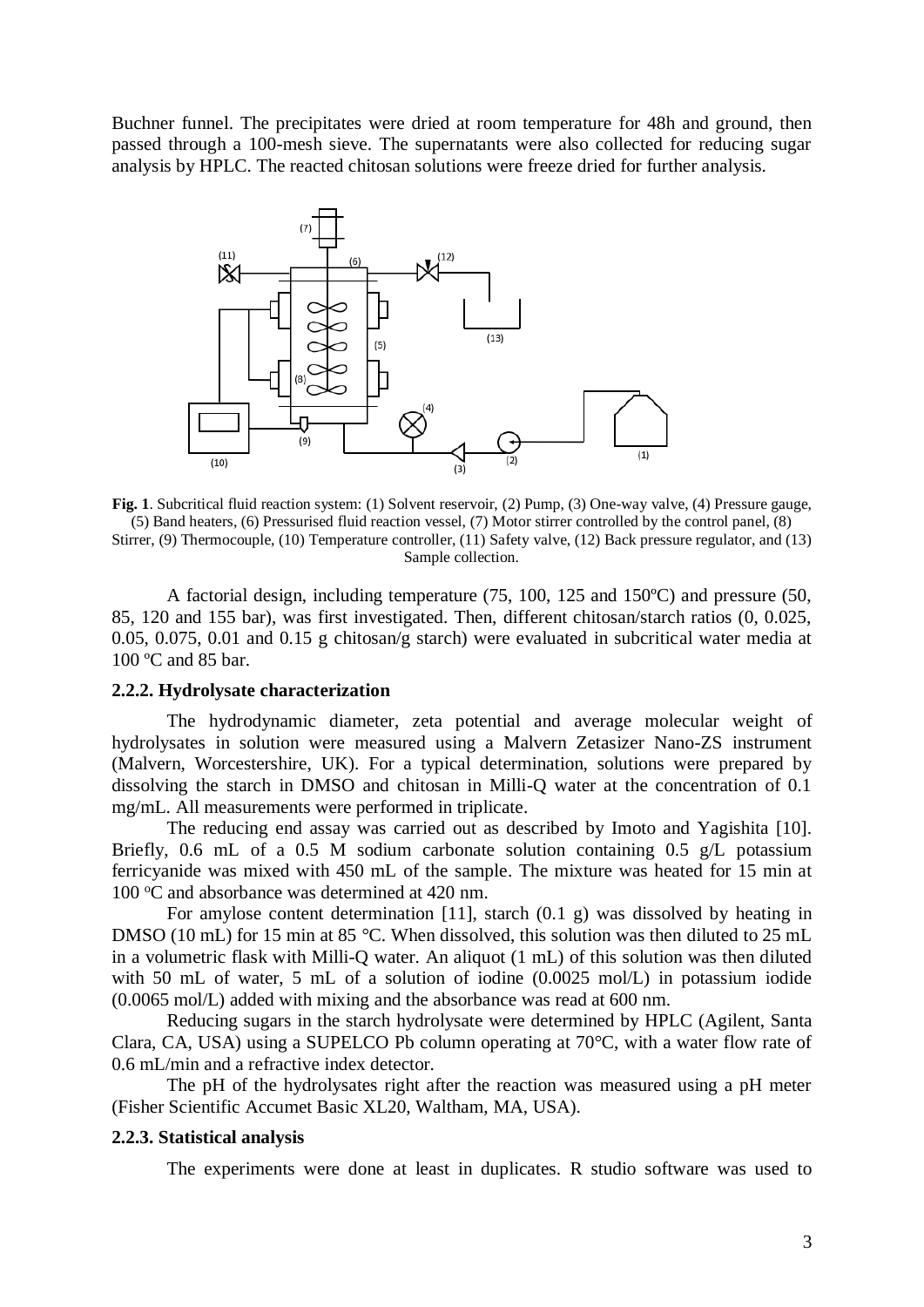Buchner funnel. The precipitates were dried at room temperature for 48h and ground, then passed through a 100-mesh sieve. The supernatants were also collected for reducing sugar analysis by HPLC. The reacted chitosan solutions were freeze dried for further analysis.

**Fig. 1**. Subcritical fluid reaction system: (1) Solvent reservoir, (2) Pump, (3) One-way valve, (4) Pressure gauge, (5) Band heaters, (6) Pressurised fluid reaction vessel, (7) Motor stirrer controlled by the control panel, (8) Stirrer, (9) Thermocouple, (10) Temperature controller, (11) Safety valve, (12) Back pressure regulator, and (13) Sample collection.

A factorial design, including temperature (75, 100, 125 and 150ºC) and pressure (50, 85, 120 and 155 bar), was first investigated. Then, different chitosan/starch ratios (0, 0.025, 0.05, 0.075, 0.01 and 0.15 g chitosan/g starch) were evaluated in subcritical water media at 100 ºC and 85 bar.

### 2.2.2. Hydrolysate characterization

The hydrodynamic diameter, zeta potential and average molecular weight of hydrolysates in solution were measured using a Malvern Zetasizer Nano-ZS instrument (Malvern, Worcestershire, UK). For a typical determination, solutions were prepared by dissolving the starch in DMSO and chitosan in Milli-Q water at the concentration of 0.1 mg/mL. All measurements were performed in triplicate.

The reducing end assay was carried out as described by Imoto and Yagishita [10]. Briefly, 0.6 mL of a 0.5 M sodium carbonate solution containing 0.5 g/L potassium ferricyanide was mixed with 450 mL of the sample. The mixture was heated for 15 min at 100 ºC and absorbance was determined at 420 nm.

For amylose content determination [11], starch (0.1 g) was dissolved by heating in DMSO (10 mL) for 15 min at 85 °C. When dissolved, this solution was then diluted to 25 mL in a volumetric flask with Milli-Q water. An aliquot (1 mL) of this solution was then diluted with 50 mL of water, 5 mL of a solution of iodine (0.0025 mol/L) in potassium iodide (0.0065 mol/L) added with mixing and the absorbance was read at 600 nm.

Reducing sugars in the starch hydrolysate were determined by HPLC (Agilent, Santa Clara, CA, USA) using a SUPELCO Pb column operating at 70°C, with a water flow rate of 0.6 mL/min and a refractive index detector.

The pH of the hydrolysates right after the reaction was measured using a pH meter (Fisher Scientific Accumet Basic XL20, Waltham, MA, USA).

### 2.2.3. Statistical analysis

The experiments were done at least in duplicates. R studio software was used to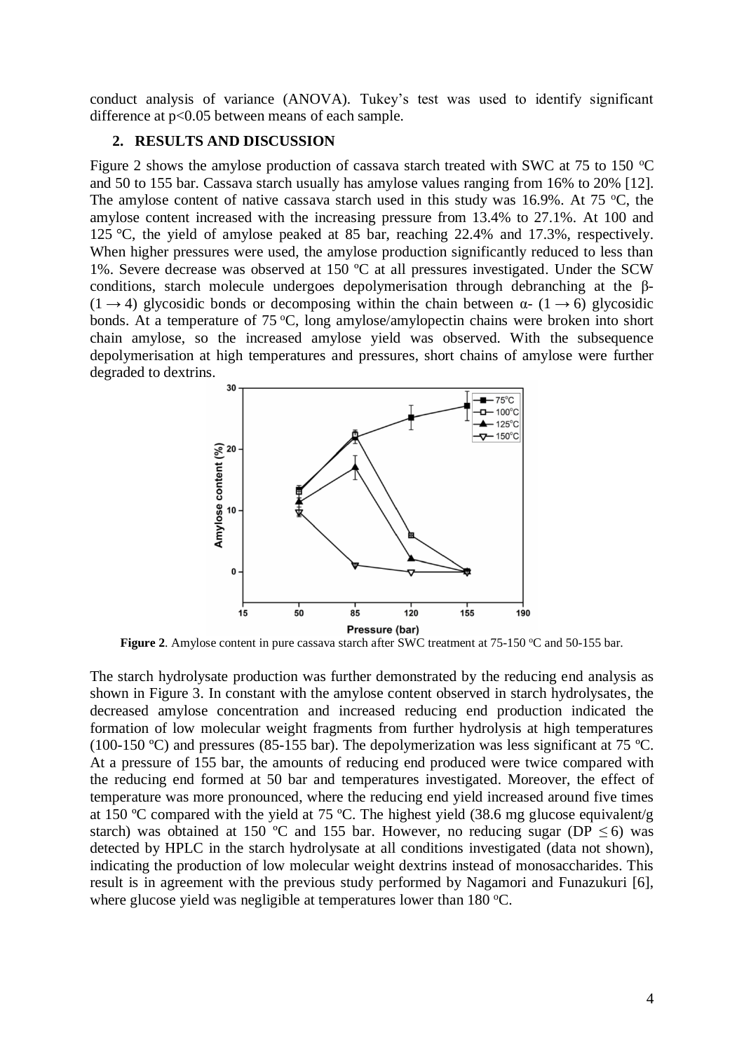conduct analysis of variance (ANOVA). Tukey's test was used to identify significant difference at $p<0.05$ between means of each sample.

## 2. RESULTS AND DISCUSSION

Figure 2 shows the amylose production of cassava starch treated with SWC at 75 to 150 °C and 50 to 155 bar. Cassava starch usually has amylose values ranging from 16% to 20% [12]. The amylose content of native cassava starch used in this study was 16.9%. At 75 °C, the amylose content increased with the increasing pressure from 13.4% to 27.1%. At 100 and 125 °C, the yield of amylose peaked at 85 bar, reaching 22.4% and 17.3%, respectively. When higher pressures were used, the amylose production significantly reduced to less than 1%. Severe decrease was observed at 150 °C at all pressures investigated. Under the SCW conditions, starch molecule undergoes depolymerisation through debranching at the β-(1 → 4) glycosidic bonds or decomposing within the chain between α- (1 → 6) glycosidic bonds. At a temperature of 75 °C, long amylose/amylopectin chains were broken into short chain amylose, so the increased amylose yield was observed. With the subsequence depolymerisation at high temperatures and pressures, short chains of amylose were further degraded to dextrins.

**Figure 2**. Amylose content in pure cassava starch after SWC treatment at 75-150 °C and 50-155 bar.

The starch hydrolysate production was further demonstrated by the reducing end analysis as shown in Figure 3. In constant with the amylose content observed in starch hydrolysates, the decreased amylose concentration and increased reducing end production indicated the formation of low molecular weight fragments from further hydrolysis at high temperatures (100-150 ºC) and pressures (85-155 bar). The depolymerization was less significant at 75 ºC. At a pressure of 155 bar, the amounts of reducing end produced were twice compared with the reducing end formed at 50 bar and temperatures investigated. Moreover, the effect of temperature was more pronounced, where the reducing end yield increased around five times at 150 ºC compared with the yield at 75 ºC. The highest yield (38.6 mg glucose equivalent/g starch) was obtained at 150 ºC and 155 bar. However, no reducing sugar (DP $\leq 6$) was detected by HPLC in the starch hydrolysate at all conditions investigated (data not shown), indicating the production of low molecular weight dextrins instead of monosaccharides. This result is in agreement with the previous study performed by Nagamori and Funazukuri [6], where glucose yield was negligible at temperatures lower than 180 °C.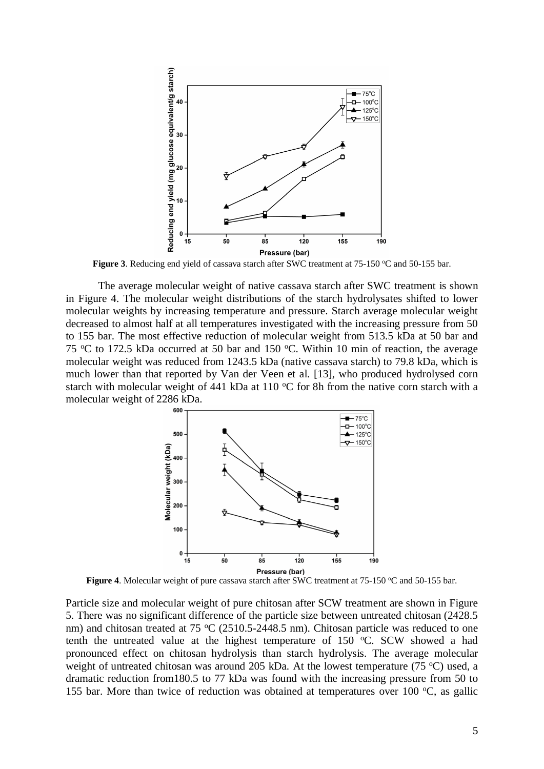**Figure 3**. Reducing end yield of cassava starch after SWC treatment at 75-150 °C and 50-155 bar.

The average molecular weight of native cassava starch after SWC treatment is shown in Figure 4. The molecular weight distributions of the starch hydrolysates shifted to lower molecular weights by increasing temperature and pressure. Starch average molecular weight decreased to almost half at all temperatures investigated with the increasing pressure from 50 to 155 bar. The most effective reduction of molecular weight from 513.5 kDa at 50 bar and 75 °C to 172.5 kDa occurred at 50 bar and 150 °C. Within 10 min of reaction, the average molecular weight was reduced from 1243.5 kDa (native cassava starch) to 79.8 kDa, which is much lower than that reported by Van der Veen et al. [13], who produced hydrolysed corn starch with molecular weight of 441 kDa at 110 °C for 8h from the native corn starch with a molecular weight of 2286 kDa.

**Figure 4**. Molecular weight of pure cassava starch after SWC treatment at 75-150 °C and 50-155 bar.

Particle size and molecular weight of pure chitosan after SCW treatment are shown in Figure 5. There was no significant difference of the particle size between untreated chitosan (2428.5 nm) and chitosan treated at 75 °C (2510.5-2448.5 nm). Chitosan particle was reduced to one tenth the untreated value at the highest temperature of 150 °C. SCW showed a had pronounced effect on chitosan hydrolysis than starch hydrolysis. The average molecular weight of untreated chitosan was around 205 kDa. At the lowest temperature (75 °C) used, a dramatic reduction from180.5 to 77 kDa was found with the increasing pressure from 50 to 155 bar. More than twice of reduction was obtained at temperatures over 100 °C, as gallic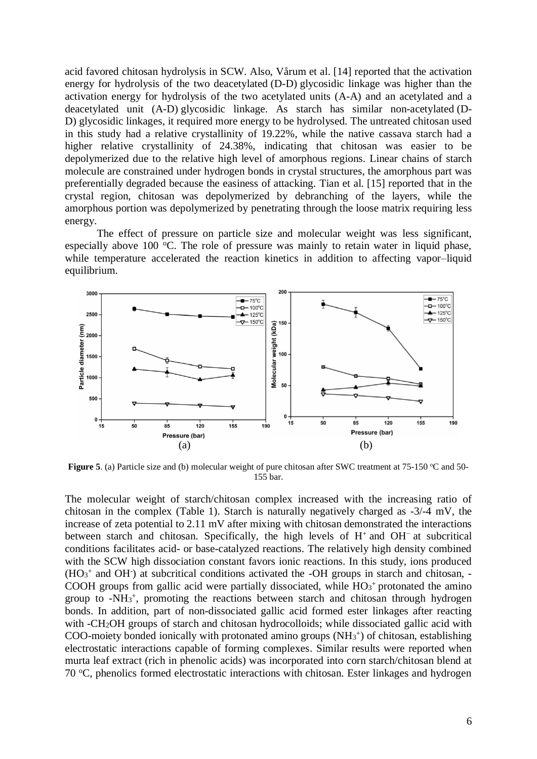acid favored chitosan hydrolysis in SCW. Also, Vårum et al. [14] reported that the activation energy for hydrolysis of the two deacetylated (D-D) glycosidic linkage was higher than the activation energy for hydrolysis of the two acetylated units (A-A) and an acetylated and a deacetylated unit (A-D) glycosidic linkage. As starch has similar non-acetylated (D-D) glycosidic linkages, it required more energy to be hydrolysed. The untreated chitosan used in this study had a relative crystallinity of 19.22%, while the native cassava starch had a higher relative crystallinity of 24.38%, indicating that chitosan was easier to be depolymerized due to the relative high level of amorphous regions. Linear chains of starch molecule are constrained under hydrogen bonds in crystal structures, the amorphous part was preferentially degraded because the easiness of attacking. Tian et al. [15] reported that in the crystal region, chitosan was depolymerized by debranching of the layers, while the amorphous portion was depolymerized by penetrating through the loose matrix requiring less energy.

The effect of pressure on particle size and molecular weight was less significant, especially above 100 °C. The role of pressure was mainly to retain water in liquid phase, while temperature accelerated the reaction kinetics in addition to affecting vapor–liquid equilibrium.

**Figure 5**. (a) Particle size and (b) molecular weight of pure chitosan after SWC treatment at 75-150 °C and 50-155 bar.

The molecular weight of starch/chitosan complex increased with the increasing ratio of chitosan in the complex (Table 1). Starch is naturally negatively charged as -3/-4 mV, the increase of zeta potential to 2.11 mV after mixing with chitosan demonstrated the interactions between starch and chitosan. Specifically, the high levels of $H^+$ and $OH^-$ at subcritical conditions facilitates acid- or base-catalyzed reactions. The relatively high density combined with the SCW high dissociation constant favors ionic reactions. In this study, ions produced ($HO_3^+$ and $OH^-$) at subcritical conditions activated the -OH groups in starch and chitosan, -COOH groups from gallic acid were partially dissociated, while $HO_3^+$ protonated the amino group to $-NH_3^+$, promoting the reactions between starch and chitosan through hydrogen bonds. In addition, part of non-dissociated gallic acid formed ester linkages after reacting with $-CH_2OH$ groups of starch and chitosan hydrocolloids; while dissociated gallic acid with COO-moiety bonded ionically with protonated amino groups ($NH_3^+$) of chitosan, establishing electrostatic interactions capable of forming complexes. Similar results were reported when murta leaf extract (rich in phenolic acids) was incorporated into corn starch/chitosan blend at 70 °C, phenolics formed electrostatic interactions with chitosan. Ester linkages and hydrogen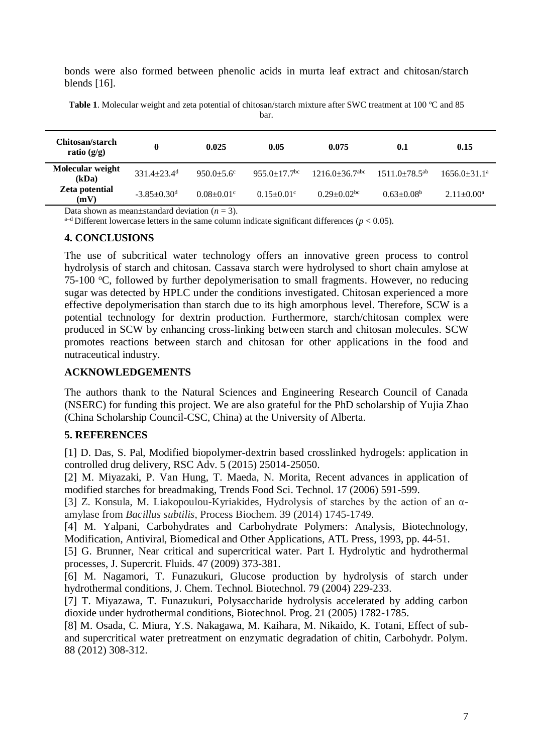bonds were also formed between phenolic acids in murta leaf extract and chitosan/starch blends [16].

**Table 1**. Molecular weight and zeta potential of chitosan/starch mixture after SWC treatment at 100 ºC and 85 bar.

| Chitosan/starch ratio (g/g) | 0 | 0.025 | 0.05 | 0.075 | 0.1 | 0.15 |
|---|---|---|---|---|---|---|
| Molecular weight (kDa) | 331.4±23.4[d] | 950.0±5.6[c] | 955.0±17.7[bc] | 1216.0±36.7[abc] | 1511.0±78.5[ab] | 1656.0±31.1[a] |
| Zeta potential (mV) | -3.85±0.30[d] | 0.08±0.01[c] | 0.15±0.01[c] | 0.29±0.02[bc] | 0.63±0.08[b] | 2.11±0.00[a] |

Data shown as mean±standard deviation ($n = 3$).
[a–d] Different lowercase letters in the same column indicate significant differences ($p < 0.05$).

## 4. CONCLUSIONS

The use of subcritical water technology offers an innovative green process to control hydrolysis of starch and chitosan. Cassava starch were hydrolysed to short chain amylose at 75-100 ºC, followed by further depolymerisation to small fragments. However, no reducing sugar was detected by HPLC under the conditions investigated. Chitosan experienced a more effective depolymerisation than starch due to its high amorphous level. Therefore, SCW is a potential technology for dextrin production. Furthermore, starch/chitosan complex were produced in SCW by enhancing cross-linking between starch and chitosan molecules. SCW promotes reactions between starch and chitosan for other applications in the food and nutraceutical industry.

## ACKNOWLEDGEMENTS

The authors thank to the Natural Sciences and Engineering Research Council of Canada (NSERC) for funding this project. We are also grateful for the PhD scholarship of Yujia Zhao (China Scholarship Council-CSC, China) at the University of Alberta.

## 5. REFERENCES

[1] D. Das, S. Pal, Modified biopolymer-dextrin based crosslinked hydrogels: application in controlled drug delivery, RSC Adv. 5 (2015) 25014-25050.

[2] M. Miyazaki, P. Van Hung, T. Maeda, N. Morita, Recent advances in application of modified starches for breadmaking, Trends Food Sci. Technol. 17 (2006) 591-599.

[3] Z. Konsula, M. Liakopoulou-Kyriakides, Hydrolysis of starches by the action of an α-amylase from *Bacillus subtilis*, Process Biochem. 39 (2014) 1745-1749.

[4] M. Yalpani, Carbohydrates and Carbohydrate Polymers: Analysis, Biotechnology, Modification, Antiviral, Biomedical and Other Applications, ATL Press, 1993, pp. 44-51.

[5] G. Brunner, Near critical and supercritical water. Part I. Hydrolytic and hydrothermal processes, J. Supercrit. Fluids. 47 (2009) 373-381.

[6] M. Nagamori, T. Funazukuri, Glucose production by hydrolysis of starch under hydrothermal conditions, J. Chem. Technol. Biotechnol. 79 (2004) 229-233.

[7] T. Miyazawa, T. Funazukuri, Polysaccharide hydrolysis accelerated by adding carbon dioxide under hydrothermal conditions, Biotechnol. Prog. 21 (2005) 1782-1785.

[8] M. Osada, C. Miura, Y.S. Nakagawa, M. Kaihara, M. Nikaido, K. Totani, Effect of sub- and supercritical water pretreatment on enzymatic degradation of chitin, Carbohydr. Polym. 88 (2012) 308-312.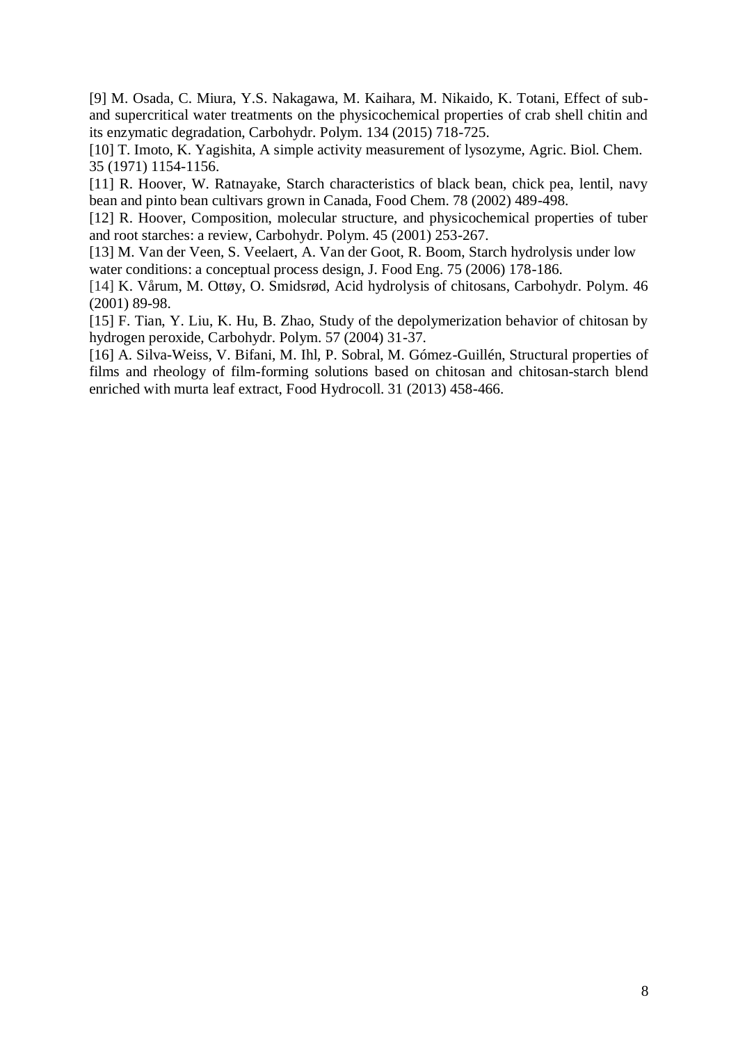[9] M. Osada, C. Miura, Y.S. Nakagawa, M. Kaihara, M. Nikaido, K. Totani, Effect of sub- and supercritical water treatments on the physicochemical properties of crab shell chitin and its enzymatic degradation, Carbohydr. Polym. 134 (2015) 718-725.

[10] T. Imoto, K. Yagishita, A simple activity measurement of lysozyme, Agric. Biol. Chem. 35 (1971) 1154-1156.

[11] R. Hoover, W. Ratnayake, Starch characteristics of black bean, chick pea, lentil, navy bean and pinto bean cultivars grown in Canada, Food Chem. 78 (2002) 489-498.

[12] R. Hoover, Composition, molecular structure, and physicochemical properties of tuber and root starches: a review, Carbohydr. Polym. 45 (2001) 253-267.

[13] M. Van der Veen, S. Veelaert, A. Van der Goot, R. Boom, Starch hydrolysis under low water conditions: a conceptual process design, J. Food Eng. 75 (2006) 178-186.

[14] K. Vårum, M. Ottøy, O. Smidsrød, Acid hydrolysis of chitosans, Carbohydr. Polym. 46 (2001) 89-98.

[15] F. Tian, Y. Liu, K. Hu, B. Zhao, Study of the depolymerization behavior of chitosan by hydrogen peroxide, Carbohydr. Polym. 57 (2004) 31-37.

[16] A. Silva-Weiss, V. Bifani, M. Ihl, P. Sobral, M. Gómez-Guillén, Structural properties of films and rheology of film-forming solutions based on chitosan and chitosan-starch blend enriched with murta leaf extract, Food Hydrocoll. 31 (2013) 458-466.